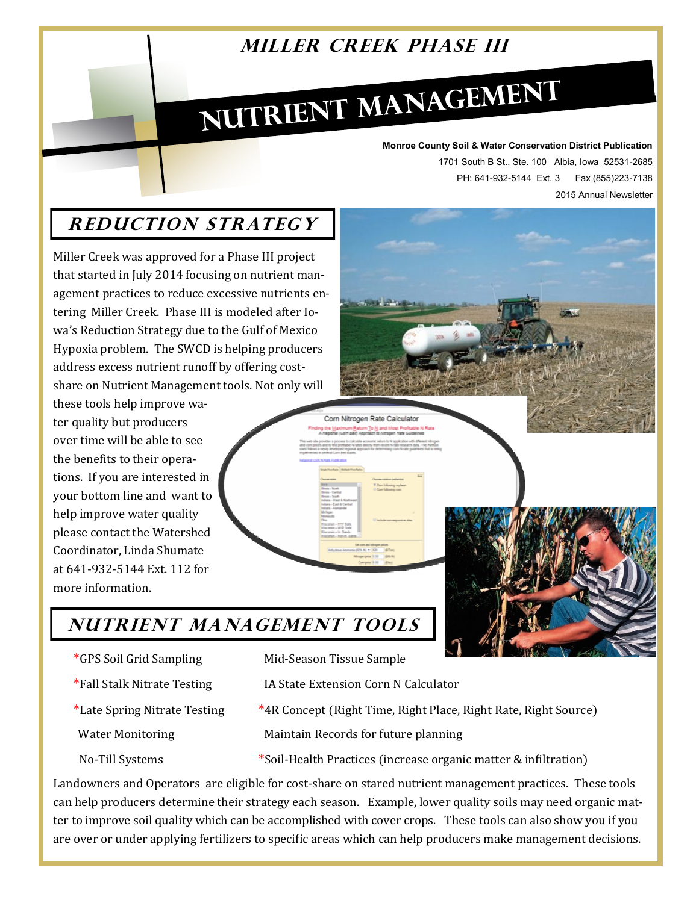# MILLER CREEK PHASE III

# NUTRIENT MANAGEMENT

**Monroe County Soil & Water Conservation District Publication**
1701 South B St., Ste. 100 Albia, Iowa 52531-2685
PH: 641-932-5144 Ext. 3 Fax (855)223-7138
2015 Annual Newsletter

## REDUCTION STRATEGY

Miller Creek was approved for a Phase III project that started in July 2014 focusing on nutrient management practices to reduce excessive nutrients entering Miller Creek. Phase III is modeled after Iowa's Reduction Strategy due to the Gulf of Mexico Hypoxia problem. The SWCD is helping producers address excess nutrient runoff by offering cost-share on Nutrient Management tools. Not only will these tools help improve water quality but producers over time will be able to see the benefits to their operations. If you are interested in your bottom line and want to help improve water quality please contact the Watershed Coordinator, Linda Shumate at 641-932-5144 Ext. 112 for more information.

## NUTRIENT MANAGEMENT TOOLS

- *GPS Soil Grid Sampling
- *Fall Stalk Nitrate Testing
- *Late Spring Nitrate Testing
- Water Monitoring
- No-Till Systems
- Mid-Season Tissue Sample
- IA State Extension Corn N Calculator
- *4R Concept (Right Time, Right Place, Right Rate, Right Source)
- Maintain Records for future planning
- *Soil-Health Practices (increase organic matter & infiltration)

Landowners and Operators are eligible for cost-share on stared nutrient management practices. These tools can help producers determine their strategy each season. Example, lower quality soils may need organic matter to improve soil quality which can be accomplished with cover crops. These tools can also show you if you are over or under applying fertilizers to specific areas which can help producers make management decisions.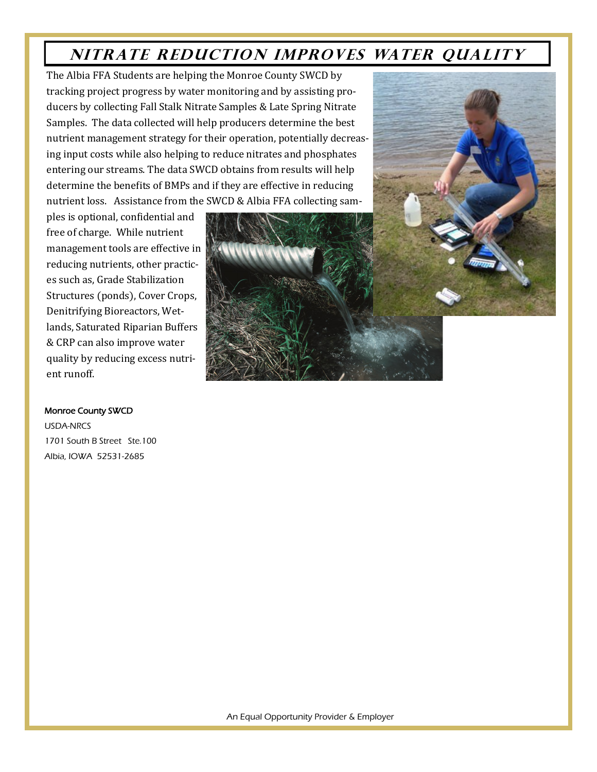# NITRATE REDUCTION IMPROVES WATER QUALITY

The Albia FFA Students are helping the Monroe County SWCD by tracking project progress by water monitoring and by assisting producers by collecting Fall Stalk Nitrate Samples & Late Spring Nitrate Samples. The data collected will help producers determine the best nutrient management strategy for their operation, potentially decreasing input costs while also helping to reduce nitrates and phosphates entering our streams. The data SWCD obtains from results will help determine the benefits of BMPs and if they are effective in reducing nutrient loss. Assistance from the SWCD & Albia FFA collecting samples is optional, confidential and free of charge. While nutrient management tools are effective in reducing nutrients, other practices such as, Grade Stabilization Structures (ponds), Cover Crops, Denitrifying Bioreactors, Wetlands, Saturated Riparian Buffers & CRP can also improve water quality by reducing excess nutrient runoff.

Monroe County SWCD

*USDA-NRCS*

*1701 South B Street Ste.100*

*Albia, IOWA 52531-2685*

An Equal Opportunity Provider & Employer